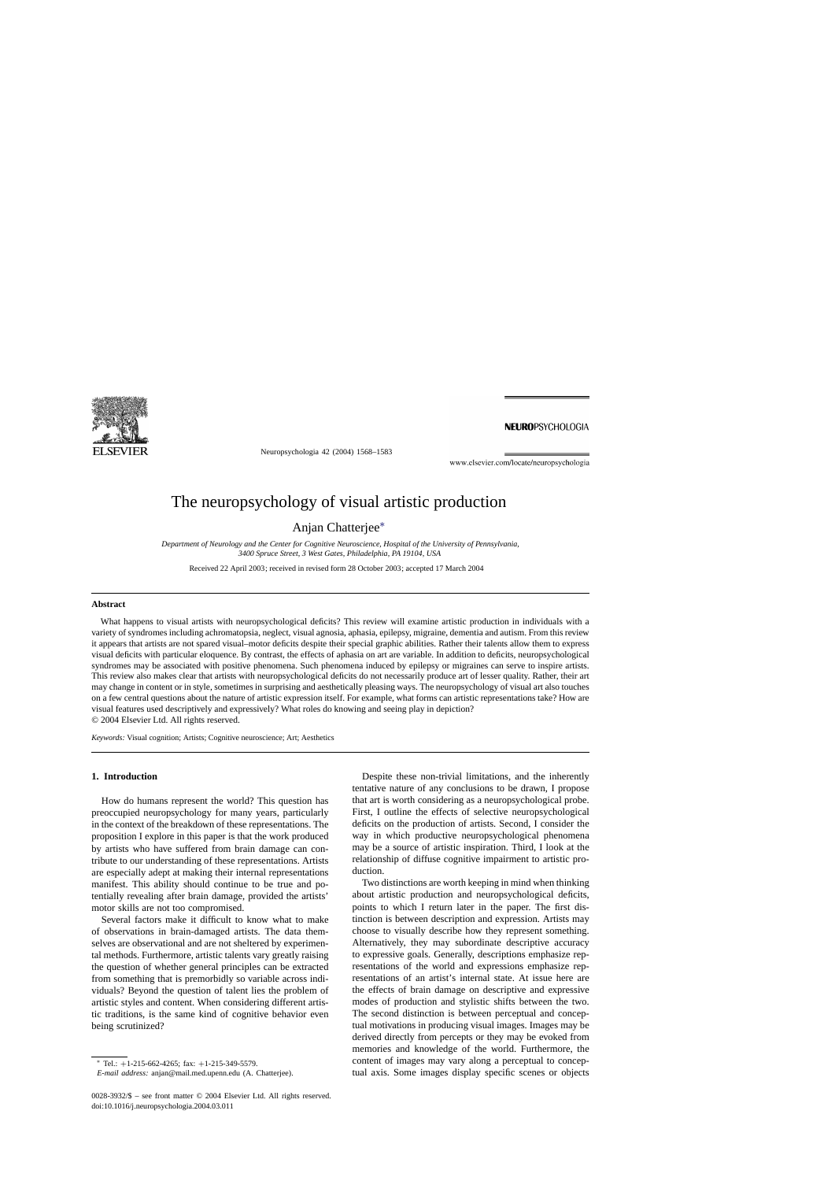# The neuropsychology of visual artistic production

Anjan Chatterjee*

*Department of Neurology and the Center for Cognitive Neuroscience, Hospital of the University of Pennsylvania, 3400 Spruce Street, 3 West Gates, Philadelphia, PA 19104, USA*

Received 22 April 2003; received in revised form 28 October 2003; accepted 17 March 2004

## Abstract

What happens to visual artists with neuropsychological deficits? This review will examine artistic production in individuals with a variety of syndromes including achromatopsia, neglect, visual agnosia, aphasia, epilepsy, migraine, dementia and autism. From this review it appears that artists are not spared visual–motor deficits despite their special graphic abilities. Rather their talents allow them to express visual deficits with particular eloquence. By contrast, the effects of aphasia on art are variable. In addition to deficits, neuropsychological syndromes may be associated with positive phenomena. Such phenomena induced by epilepsy or migraines can serve to inspire artists. This review also makes clear that artists with neuropsychological deficits do not necessarily produce art of lesser quality. Rather, their art may change in content or in style, sometimes in surprising and aesthetically pleasing ways. The neuropsychology of visual art also touches on a few central questions about the nature of artistic expression itself. For example, what forms can artistic representations take? How are visual features used descriptively and expressively? What roles do knowing and seeing play in depiction?

© 2004 Elsevier Ltd. All rights reserved.

*Keywords:* Visual cognition; Artists; Cognitive neuroscience; Art; Aesthetics

## 1. Introduction

How do humans represent the world? This question has preoccupied neuropsychology for many years, particularly in the context of the breakdown of these representations. The proposition I explore in this paper is that the work produced by artists who have suffered from brain damage can contribute to our understanding of these representations. Artists are especially adept at making their internal representations manifest. This ability should continue to be true and potentially revealing after brain damage, provided the artists' motor skills are not too compromised.

Several factors make it difficult to know what to make of observations in brain-damaged artists. The data themselves are observational and are not sheltered by experimental methods. Furthermore, artistic talents vary greatly raising the question of whether general principles can be extracted from something that is premorbidly so variable across individuals? Beyond the question of talent lies the problem of artistic styles and content. When considering different artistic traditions, is the same kind of cognitive behavior even being scrutinized?

Despite these non-trivial limitations, and the inherently tentative nature of any conclusions to be drawn, I propose that art is worth considering as a neuropsychological probe. First, I outline the effects of selective neuropsychological deficits on the production of artists. Second, I consider the way in which productive neuropsychological phenomena may be a source of artistic inspiration. Third, I look at the relationship of diffuse cognitive impairment to artistic production.

Two distinctions are worth keeping in mind when thinking about artistic production and neuropsychological deficits, points to which I return later in the paper. The first distinction is between description and expression. Artists may choose to visually describe how they represent something. Alternatively, they may subordinate descriptive accuracy to expressive goals. Generally, descriptions emphasize representations of the world and expressions emphasize representations of an artist's internal state. At issue here are the effects of brain damage on descriptive and expressive modes of production and stylistic shifts between the two. The second distinction is between perceptual and conceptual motivations in producing visual images. Images may be derived directly from percepts or they may be evoked from memories and knowledge of the world. Furthermore, the content of images may vary along a perceptual to conceptual axis. Some images display specific scenes or objects

---

* Tel.: +1-215-662-4265; fax: +1-215-349-5579.
*E-mail address:* anjan@mail.med.upenn.edu (A. Chatterjee).

0028-3932/$ – see front matter © 2004 Elsevier Ltd. All rights reserved.
doi:10.1016/j.neuropsychologia.2004.03.011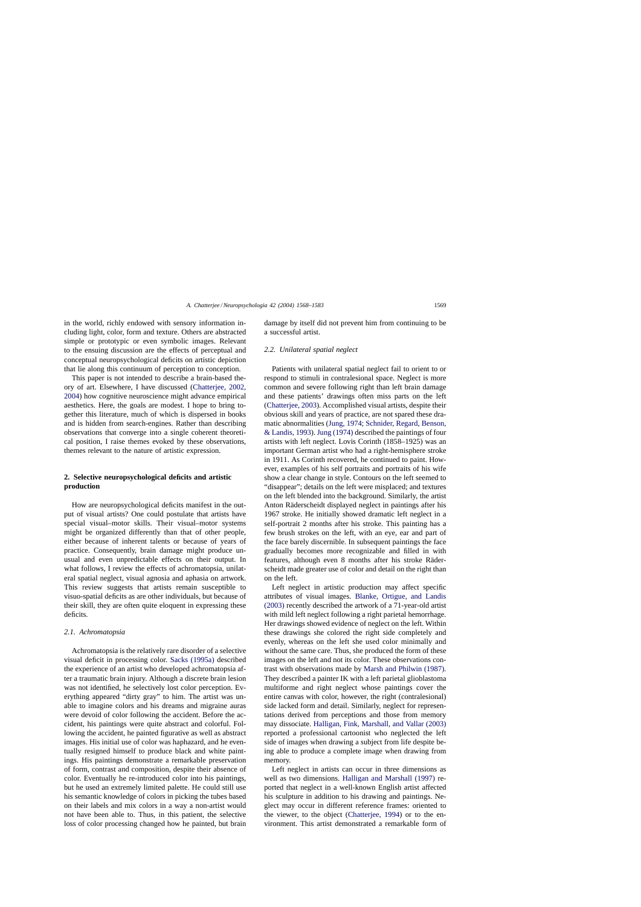in the world, richly endowed with sensory information including light, color, form and texture. Others are abstracted simple or prototypic or even symbolic images. Relevant to the ensuing discussion are the effects of perceptual and conceptual neuropsychological deficits on artistic depiction that lie along this continuum of perception to conception.

This paper is not intended to describe a brain-based theory of art. Elsewhere, I have discussed (Chatterjee, 2002, 2004) how cognitive neuroscience might advance empirical aesthetics. Here, the goals are modest. I hope to bring together this literature, much of which is dispersed in books and is hidden from search-engines. Rather than describing observations that converge into a single coherent theoretical position, I raise themes evoked by these observations, themes relevant to the nature of artistic expression.

## 2. Selective neuropsychological deficits and artistic production

How are neuropsychological deficits manifest in the output of visual artists? One could postulate that artists have special visual–motor skills. Their visual–motor systems might be organized differently than that of other people, either because of inherent talents or because of years of practice. Consequently, brain damage might produce unusual and even unpredictable effects on their output. In what follows, I review the effects of achromatopsia, unilateral spatial neglect, visual agnosia and aphasia on artwork. This review suggests that artists remain susceptible to visuo-spatial deficits as are other individuals, but because of their skill, they are often quite eloquent in expressing these deficits.

### 2.1. Achromatopsia

Achromatopsia is the relatively rare disorder of a selective visual deficit in processing color. Sacks (1995a) described the experience of an artist who developed achromatopsia after a traumatic brain injury. Although a discrete brain lesion was not identified, he selectively lost color perception. Everything appeared "dirty gray" to him. The artist was unable to imagine colors and his dreams and migraine auras were devoid of color following the accident. Before the accident, his paintings were quite abstract and colorful. Following the accident, he painted figurative as well as abstract images. His initial use of color was haphazard, and he eventually resigned himself to produce black and white paintings. His paintings demonstrate a remarkable preservation of form, contrast and composition, despite their absence of color. Eventually he re-introduced color into his paintings, but he used an extremely limited palette. He could still use his semantic knowledge of colors in picking the tubes based on their labels and mix colors in a way a non-artist would not have been able to. Thus, in this patient, the selective loss of color processing changed how he painted, but brain damage by itself did not prevent him from continuing to be a successful artist.

### 2.2. Unilateral spatial neglect

Patients with unilateral spatial neglect fail to orient to or respond to stimuli in contralesional space. Neglect is more common and severe following right than left brain damage and these patients' drawings often miss parts on the left (Chatterjee, 2003). Accomplished visual artists, despite their obvious skill and years of practice, are not spared these dramatic abnormalities (Jung, 1974; Schnider, Regard, Benson, & Landis, 1993). Jung (1974) described the paintings of four artists with left neglect. Lovis Corinth (1858–1925) was an important German artist who had a right-hemisphere stroke in 1911. As Corinth recovered, he continued to paint. However, examples of his self portraits and portraits of his wife show a clear change in style. Contours on the left seemed to "disappear"; details on the left were misplaced; and textures on the left blended into the background. Similarly, the artist Anton Räderscheidt displayed neglect in paintings after his 1967 stroke. He initially showed dramatic left neglect in a self-portrait 2 months after his stroke. This painting has a few brush strokes on the left, with an eye, ear and part of the face barely discernible. In subsequent paintings the face gradually becomes more recognizable and filled in with features, although even 8 months after his stroke Räderscheidt made greater use of color and detail on the right than on the left.

Left neglect in artistic production may affect specific attributes of visual images. Blanke, Ortigue, and Landis (2003) recently described the artwork of a 71-year-old artist with mild left neglect following a right parietal hemorrhage. Her drawings showed evidence of neglect on the left. Within these drawings she colored the right side completely and evenly, whereas on the left she used color minimally and without the same care. Thus, she produced the form of these images on the left and not its color. These observations contrast with observations made by Marsh and Philwin (1987). They described a painter IK with a left parietal glioblastoma multiforme and right neglect whose paintings cover the entire canvas with color, however, the right (contralesional) side lacked form and detail. Similarly, neglect for representations derived from perceptions and those from memory may dissociate. Halligan, Fink, Marshall, and Vallar (2003) reported a professional cartoonist who neglected the left side of images when drawing a subject from life despite being able to produce a complete image when drawing from memory.

Left neglect in artists can occur in three dimensions as well as two dimensions. Halligan and Marshall (1997) reported that neglect in a well-known English artist affected his sculpture in addition to his drawing and paintings. Neglect may occur in different reference frames: oriented to the viewer, to the object (Chatterjee, 1994) or to the environment. This artist demonstrated a remarkable form of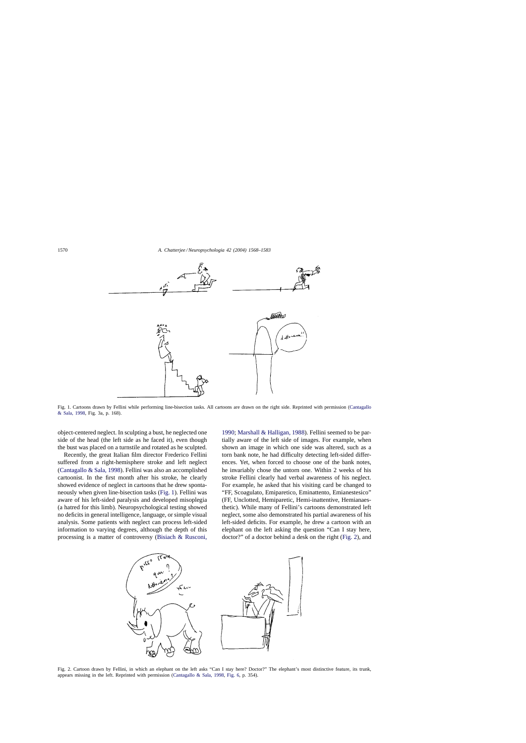Fig. 1. Cartoons drawn by Fellini while performing line-bisection tasks. All cartoons are drawn on the right side. Reprinted with permission (Cantagallo & Sala, 1998, Fig. 3a, p. 168).

object-centered neglect. In sculpting a bust, he neglected one side of the head (the left side as he faced it), even though the bust was placed on a turnstile and rotated as he sculpted.

Recently, the great Italian film director Frederico Fellini suffered from a right-hemisphere stroke and left neglect (Cantagallo & Sala, 1998). Fellini was also an accomplished cartoonist. In the first month after his stroke, he clearly showed evidence of neglect in cartoons that he drew spontaneously when given line-bisection tasks (Fig. 1). Fellini was aware of his left-sided paralysis and developed misoplegia (a hatred for this limb). Neuropsychological testing showed no deficits in general intelligence, language, or simple visual analysis. Some patients with neglect can process left-sided information to varying degrees, although the depth of this processing is a matter of controversy (Bisiach & Rusconi, 1990; Marshall & Halligan, 1988). Fellini seemed to be partially aware of the left side of images. For example, when shown an image in which one side was altered, such as a torn bank note, he had difficulty detecting left-sided differences. Yet, when forced to choose one of the bank notes, he invariably chose the untorn one. Within 2 weeks of his stroke Fellini clearly had verbal awareness of his neglect. For example, he asked that his visiting card be changed to "FF, Scoagulato, Emiparetico, Eminattento, Emianestesico" (FF, Unclotted, Hemiparetic, Hemi-inattentive, Hemianaesthetic). While many of Fellini's cartoons demonstrated left neglect, some also demonstrated his partial awareness of his left-sided deficits. For example, he drew a cartoon with an elephant on the left asking the question "Can I stay here, doctor?" of a doctor behind a desk on the right (Fig. 2), and

Fig. 2. Cartoon drawn by Fellini, in which an elephant on the left asks "Can I stay here? Doctor?" The elephant's most distinctive feature, its trunk, appears missing in the left. Reprinted with permission (Cantagallo & Sala, 1998, Fig. 6, p. 354).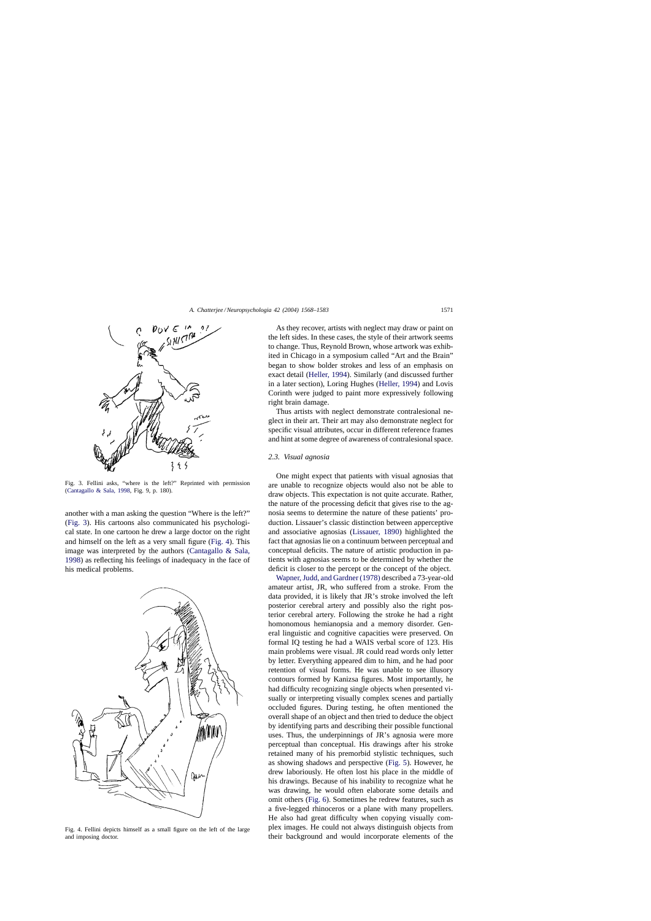Fig. 3. Fellini asks, "where is the left?" Reprinted with permission (Cantagallo & Sala, 1998, Fig. 9, p. 180).

another with a man asking the question "Where is the left?" (Fig. 3). His cartoons also communicated his psychological state. In one cartoon he drew a large doctor on the right and himself on the left as a very small figure (Fig. 4). This image was interpreted by the authors (Cantagallo & Sala, 1998) as reflecting his feelings of inadequacy in the face of his medical problems.

Fig. 4. Fellini depicts himself as a small figure on the left of the large and imposing doctor.

As they recover, artists with neglect may draw or paint on the left sides. In these cases, the style of their artwork seems to change. Thus, Reynold Brown, whose artwork was exhibited in Chicago in a symposium called "Art and the Brain" began to show bolder strokes and less of an emphasis on exact detail (Heller, 1994). Similarly (and discussed further in a later section), Loring Hughes (Heller, 1994) and Lovis Corinth were judged to paint more expressively following right brain damage.

Thus artists with neglect demonstrate contralesional neglect in their art. Their art may also demonstrate neglect for specific visual attributes, occur in different reference frames and hint at some degree of awareness of contralesional space.

### 2.3. Visual agnosia

One might expect that patients with visual agnosias that are unable to recognize objects would also not be able to draw objects. This expectation is not quite accurate. Rather, the nature of the processing deficit that gives rise to the agnosia seems to determine the nature of these patients' production. Lissauer's classic distinction between apperceptive and associative agnosias (Lissauer, 1890) highlighted the fact that agnosias lie on a continuum between perceptual and conceptual deficits. The nature of artistic production in patients with agnosias seems to be determined by whether the deficit is closer to the percept or the concept of the object.

Wapner, Judd, and Gardner (1978) described a 73-year-old amateur artist, JR, who suffered from a stroke. From the data provided, it is likely that JR's stroke involved the left posterior cerebral artery and possibly also the right posterior cerebral artery. Following the stroke he had a right homonomous hemianopsia and a memory disorder. General linguistic and cognitive capacities were preserved. On formal IQ testing he had a WAIS verbal score of 123. His main problems were visual. JR could read words only letter by letter. Everything appeared dim to him, and he had poor retention of visual forms. He was unable to see illusory contours formed by Kanizsa figures. Most importantly, he had difficulty recognizing single objects when presented visually or interpreting visually complex scenes and partially occluded figures. During testing, he often mentioned the overall shape of an object and then tried to deduce the object by identifying parts and describing their possible functional uses. Thus, the underpinnings of JR's agnosia were more perceptual than conceptual. His drawings after his stroke retained many of his premorbid stylistic techniques, such as showing shadows and perspective (Fig. 5). However, he drew laboriously. He often lost his place in the middle of his drawings. Because of his inability to recognize what he was drawing, he would often elaborate some details and omit others (Fig. 6). Sometimes he redrew features, such as a five-legged rhinoceros or a plane with many propellers. He also had great difficulty when copying visually complex images. He could not always distinguish objects from their background and would incorporate elements of the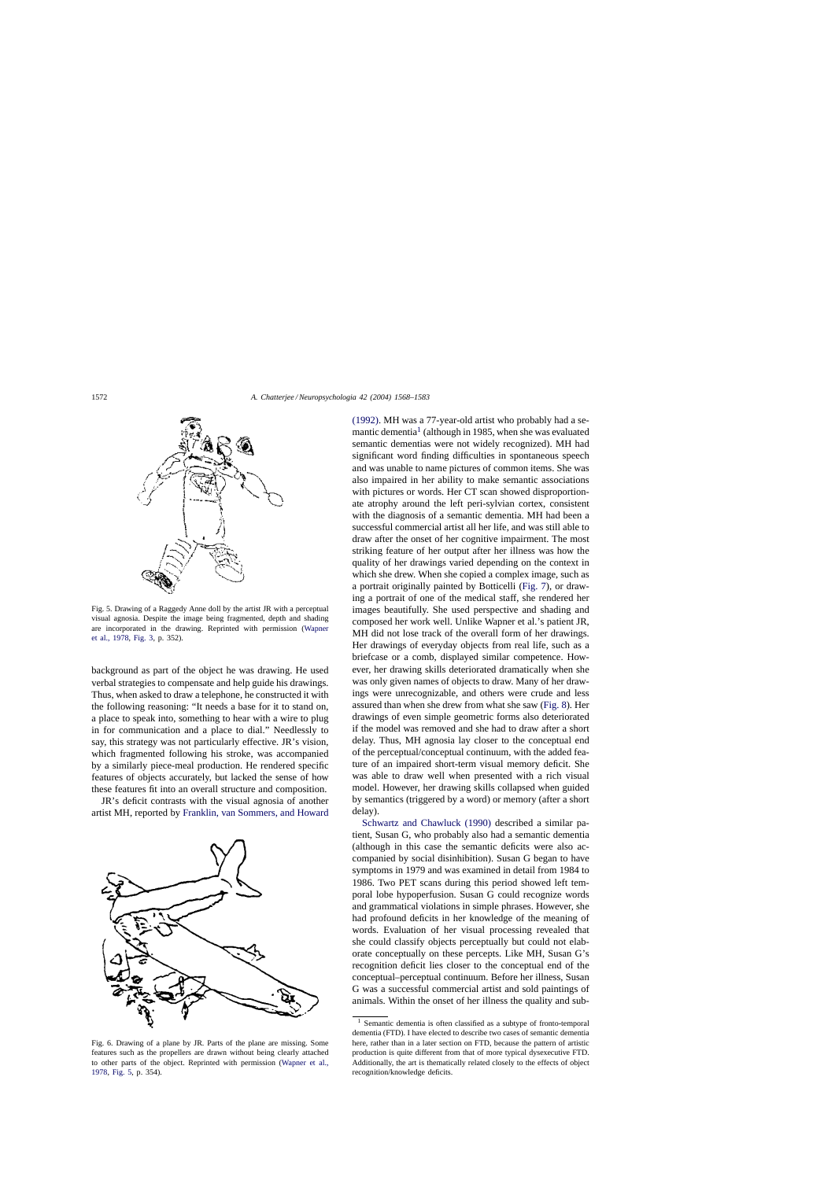Fig. 5. Drawing of a Raggedy Anne doll by the artist JR with a perceptual visual agnosia. Despite the image being fragmented, depth and shading are incorporated in the drawing. Reprinted with permission (Wapner et al., 1978, Fig. 3, p. 352).

background as part of the object he was drawing. He used verbal strategies to compensate and help guide his drawings. Thus, when asked to draw a telephone, he constructed it with the following reasoning: "It needs a base for it to stand on, a place to speak into, something to hear with a wire to plug in for communication and a place to dial." Needlessly to say, this strategy was not particularly effective. JR's vision, which fragmented following his stroke, was accompanied by a similarly piece-meal production. He rendered specific features of objects accurately, but lacked the sense of how these features fit into an overall structure and composition.

JR's deficit contrasts with the visual agnosia of another artist MH, reported by Franklin, van Sommers, and Howard (1992). MH was a 77-year-old artist who probably had a semantic dementia[1] (although in 1985, when she was evaluated semantic dementias were not widely recognized). MH had significant word finding difficulties in spontaneous speech and was unable to name pictures of common items. She was also impaired in her ability to make semantic associations with pictures or words. Her CT scan showed disproportionate atrophy around the left peri-sylvian cortex, consistent with the diagnosis of a semantic dementia. MH had been a successful commercial artist all her life, and was still able to draw after the onset of her cognitive impairment. The most striking feature of her output after her illness was how the quality of her drawings varied depending on the context in which she drew. When she copied a complex image, such as a portrait originally painted by Botticelli (Fig. 7), or drawing a portrait of one of the medical staff, she rendered her images beautifully. She used perspective and shading and composed her work well. Unlike Wapner et al.'s patient JR, MH did not lose track of the overall form of her drawings. Her drawings of everyday objects from real life, such as a briefcase or a comb, displayed similar competence. However, her drawing skills deteriorated dramatically when she was only given names of objects to draw. Many of her drawings were unrecognizable, and others were crude and less assured than when she drew from what she saw (Fig. 8). Her drawings of even simple geometric forms also deteriorated if the model was removed and she had to draw after a short delay. Thus, MH agnosia lay closer to the conceptual end of the perceptual/conceptual continuum, with the added feature of an impaired short-term visual memory deficit. She was able to draw well when presented with a rich visual model. However, her drawing skills collapsed when guided by semantics (triggered by a word) or memory (after a short delay).

Fig. 6. Drawing of a plane by JR. Parts of the plane are missing. Some features such as the propellers are drawn without being clearly attached to other parts of the object. Reprinted with permission (Wapner et al., 1978, Fig. 5, p. 354).

Schwartz and Chawluck (1990) described a similar patient, Susan G, who probably also had a semantic dementia (although in this case the semantic deficits were also accompanied by social disinhibition). Susan G began to have symptoms in 1979 and was examined in detail from 1984 to 1986. Two PET scans during this period showed left temporal lobe hypoperfusion. Susan G could recognize words and grammatical violations in simple phrases. However, she had profound deficits in her knowledge of the meaning of words. Evaluation of her visual processing revealed that she could classify objects perceptually but could not elaborate conceptually on these percepts. Like MH, Susan G's recognition deficit lies closer to the conceptual end of the conceptual–perceptual continuum. Before her illness, Susan G was a successful commercial artist and sold paintings of animals. Within the onset of her illness the quality and sub-

[1] Semantic dementia is often classified as a subtype of fronto-temporal dementia (FTD). I have elected to describe two cases of semantic dementia here, rather than in a later section on FTD, because the pattern of artistic production is quite different from that of more typical dysexecutive FTD. Additionally, the art is thematically related closely to the effects of object recognition/knowledge deficits.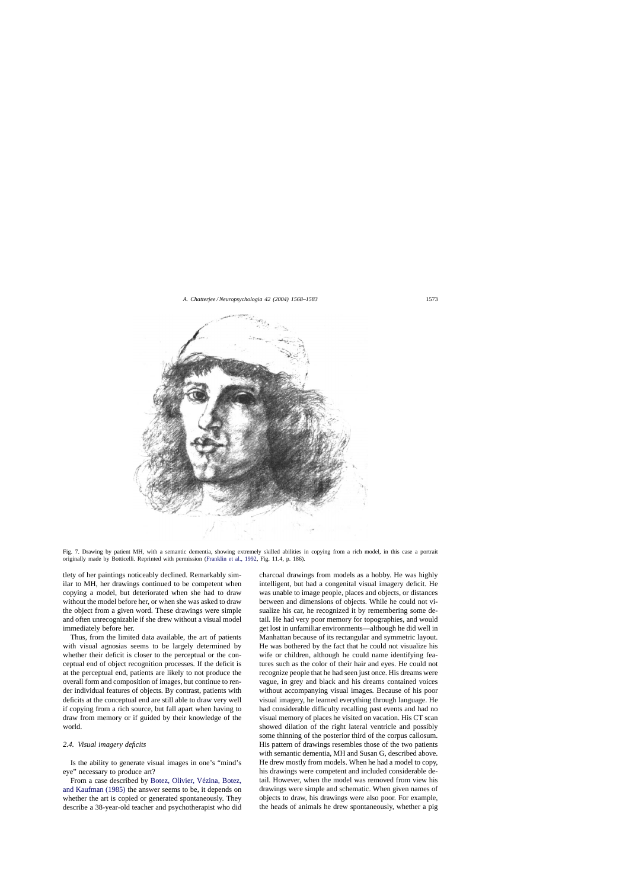Fig. 7. Drawing by patient MH, with a semantic dementia, showing extremely skilled abilities in copying from a rich model, in this case a portrait originally made by Botticelli. Reprinted with permission (Franklin et al., 1992, Fig. 11.4, p. 186).

tlety of her paintings noticeably declined. Remarkably similar to MH, her drawings continued to be competent when copying a model, but deteriorated when she had to draw without the model before her, or when she was asked to draw the object from a given word. These drawings were simple and often unrecognizable if she drew without a visual model immediately before her.

Thus, from the limited data available, the art of patients with visual agnosias seems to be largely determined by whether their deficit is closer to the perceptual or the conceptual end of object recognition processes. If the deficit is at the perceptual end, patients are likely to not produce the overall form and composition of images, but continue to render individual features of objects. By contrast, patients with deficits at the conceptual end are still able to draw very well if copying from a rich source, but fall apart when having to draw from memory or if guided by their knowledge of the world.

### *2.4. Visual imagery deficits*

Is the ability to generate visual images in one's "mind's eye" necessary to produce art?

From a case described by Botez, Olivier, Vézina, Botez, and Kaufman (1985) the answer seems to be, it depends on whether the art is copied or generated spontaneously. They describe a 38-year-old teacher and psychotherapist who did charcoal drawings from models as a hobby. He was highly intelligent, but had a congenital visual imagery deficit. He was unable to image people, places and objects, or distances between and dimensions of objects. While he could not visualize his car, he recognized it by remembering some detail. He had very poor memory for topographies, and would get lost in unfamiliar environments—although he did well in Manhattan because of its rectangular and symmetric layout. He was bothered by the fact that he could not visualize his wife or children, although he could name identifying features such as the color of their hair and eyes. He could not recognize people that he had seen just once. His dreams were vague, in grey and black and his dreams contained voices without accompanying visual images. Because of his poor visual imagery, he learned everything through language. He had considerable difficulty recalling past events and had no visual memory of places he visited on vacation. His CT scan showed dilation of the right lateral ventricle and possibly some thinning of the posterior third of the corpus callosum. His pattern of drawings resembles those of the two patients with semantic dementia, MH and Susan G, described above. He drew mostly from models. When he had a model to copy, his drawings were competent and included considerable detail. However, when the model was removed from view his drawings were simple and schematic. When given names of objects to draw, his drawings were also poor. For example, the heads of animals he drew spontaneously, whether a pig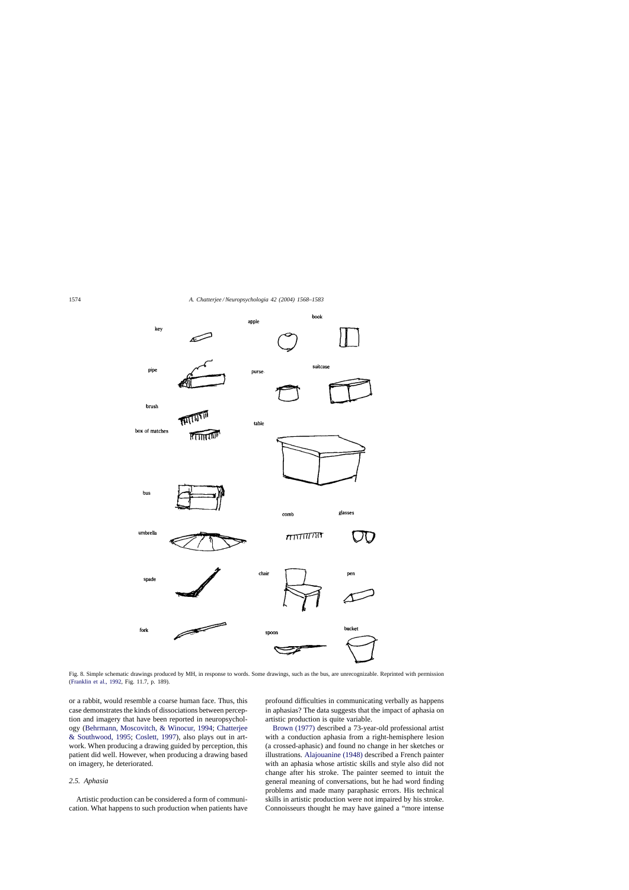Fig. 8. Simple schematic drawings produced by MH, in response to words. Some drawings, such as the bus, are unrecognizable. Reprinted with permission (Franklin et al., 1992, Fig. 11.7, p. 189).

or a rabbit, would resemble a coarse human face. Thus, this case demonstrates the kinds of dissociations between perception and imagery that have been reported in neuropsychology (Behrmann, Moscovitch, & Winocur, 1994; Chatterjee & Southwood, 1995; Coslett, 1997), also plays out in artwork. When producing a drawing guided by perception, this patient did well. However, when producing a drawing based on imagery, he deteriorated.

### *2.5. Aphasia*

Artistic production can be considered a form of communication. What happens to such production when patients have profound difficulties in communicating verbally as happens in aphasias? The data suggests that the impact of aphasia on artistic production is quite variable.

Brown (1977) described a 73-year-old professional artist with a conduction aphasia from a right-hemisphere lesion (a crossed-aphasic) and found no change in her sketches or illustrations. Alajouanine (1948) described a French painter with an aphasia whose artistic skills and style also did not change after his stroke. The painter seemed to intuit the general meaning of conversations, but he had word finding problems and made many paraphasic errors. His technical skills in artistic production were not impaired by his stroke. Connoisseurs thought he may have gained a "more intense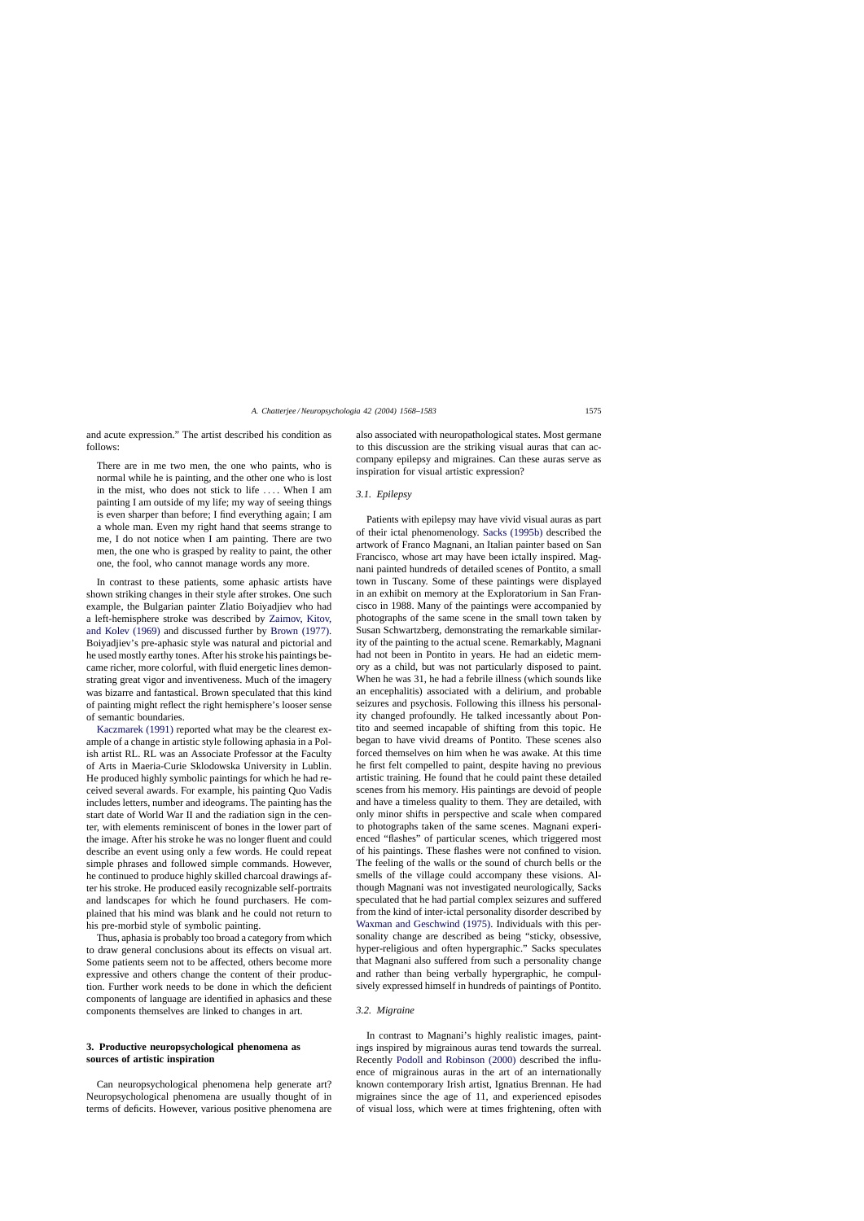and acute expression." The artist described his condition as follows:

> There are in me two men, the one who paints, who is normal while he is painting, and the other one who is lost in the mist, who does not stick to life .... When I am painting I am outside of my life; my way of seeing things is even sharper than before; I find everything again; I am a whole man. Even my right hand that seems strange to me, I do not notice when I am painting. There are two men, the one who is grasped by reality to paint, the other one, the fool, who cannot manage words any more.

In contrast to these patients, some aphasic artists have shown striking changes in their style after strokes. One such example, the Bulgarian painter Zlatio Boiyadjiev who had a left-hemisphere stroke was described by Zaimov, Kitov, and Kolev (1969) and discussed further by Brown (1977). Boiyadjiev's pre-aphasic style was natural and pictorial and he used mostly earthy tones. After his stroke his paintings became richer, more colorful, with fluid energetic lines demonstrating great vigor and inventiveness. Much of the imagery was bizarre and fantastical. Brown speculated that this kind of painting might reflect the right hemisphere's looser sense of semantic boundaries.

Kaczmarek (1991) reported what may be the clearest example of a change in artistic style following aphasia in a Polish artist RL. RL was an Associate Professor at the Faculty of Arts in Maeria-Curie Sklodowska University in Lublin. He produced highly symbolic paintings for which he had received several awards. For example, his painting Quo Vadis includes letters, number and ideograms. The painting has the start date of World War II and the radiation sign in the center, with elements reminiscent of bones in the lower part of the image. After his stroke he was no longer fluent and could describe an event using only a few words. He could repeat simple phrases and followed simple commands. However, he continued to produce highly skilled charcoal drawings after his stroke. He produced easily recognizable self-portraits and landscapes for which he found purchasers. He complained that his mind was blank and he could not return to his pre-morbid style of symbolic painting.

Thus, aphasia is probably too broad a category from which to draw general conclusions about its effects on visual art. Some patients seem not to be affected, others become more expressive and others change the content of their production. Further work needs to be done in which the deficient components of language are identified in aphasics and these components themselves are linked to changes in art.

## 3. Productive neuropsychological phenomena as sources of artistic inspiration

Can neuropsychological phenomena help generate art? Neuropsychological phenomena are usually thought of in terms of deficits. However, various positive phenomena are also associated with neuropathological states. Most germane to this discussion are the striking visual auras that can accompany epilepsy and migraines. Can these auras serve as inspiration for visual artistic expression?

### 3.1. Epilepsy

Patients with epilepsy may have vivid visual auras as part of their ictal phenomenology. Sacks (1995b) described the artwork of Franco Magnani, an Italian painter based on San Francisco, whose art may have been ictally inspired. Magnani painted hundreds of detailed scenes of Pontito, a small town in Tuscany. Some of these paintings were displayed in an exhibit on memory at the Exploratorium in San Francisco in 1988. Many of the paintings were accompanied by photographs of the same scene in the small town taken by Susan Schwartzberg, demonstrating the remarkable similarity of the painting to the actual scene. Remarkably, Magnani had not been in Pontito in years. He had an eidetic memory as a child, but was not particularly disposed to paint. When he was 31, he had a febrile illness (which sounds like an encephalitis) associated with a delirium, and probable seizures and psychosis. Following this illness his personality changed profoundly. He talked incessantly about Pontito and seemed incapable of shifting from this topic. He began to have vivid dreams of Pontito. These scenes also forced themselves on him when he was awake. At this time he first felt compelled to paint, despite having no previous artistic training. He found that he could paint these detailed scenes from his memory. His paintings are devoid of people and have a timeless quality to them. They are detailed, with only minor shifts in perspective and scale when compared to photographs taken of the same scenes. Magnani experienced "flashes" of particular scenes, which triggered most of his paintings. These flashes were not confined to vision. The feeling of the walls or the sound of church bells or the smells of the village could accompany these visions. Although Magnani was not investigated neurologically, Sacks speculated that he had partial complex seizures and suffered from the kind of inter-ictal personality disorder described by Waxman and Geschwind (1975). Individuals with this personality change are described as being "sticky, obsessive, hyper-religious and often hypergraphic." Sacks speculates that Magnani also suffered from such a personality change and rather than being verbally hypergraphic, he compulsively expressed himself in hundreds of paintings of Pontito.

### 3.2. Migraine

In contrast to Magnani's highly realistic images, paintings inspired by migrainous auras tend towards the surreal. Recently Podoll and Robinson (2000) described the influence of migrainous auras in the art of an internationally known contemporary Irish artist, Ignatius Brennan. He had migraines since the age of 11, and experienced episodes of visual loss, which were at times frightening, often with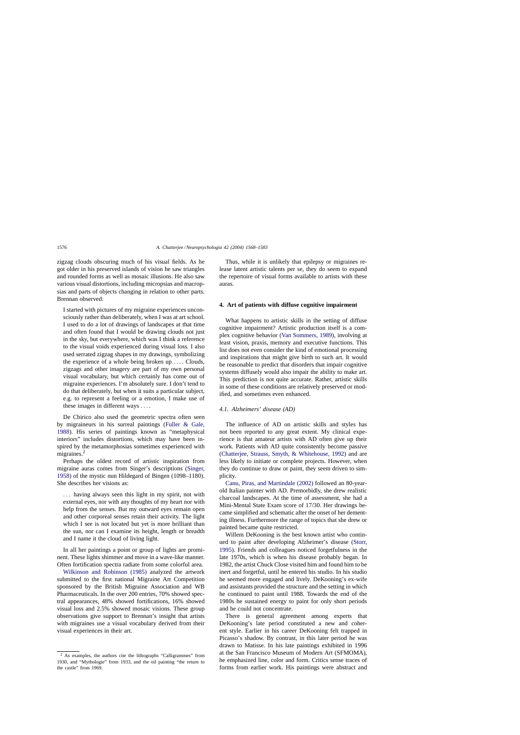zigzag clouds obscuring much of his visual fields. As he got older in his preserved islands of vision he saw triangles and rounded forms as well as mosaic illusions. He also saw various visual distortions, including micropsias and macropsias and parts of objects changing in relation to other parts. Brennan observed:

> I started with pictures of my migraine experiences unconsciously rather than deliberately, when I was at art school. I used to do a lot of drawings of landscapes at that time and often found that I would be drawing clouds not just in the sky, but everywhere, which was I think a reference to the visual voids experienced during visual loss. I also used serrated zigzag shapes in my drawings, symbolizing the experience of a whole being broken up . . . . Clouds, zigzags and other imagery are part of my own personal visual vocabulary, but which certainly has come out of migraine experiences. I'm absolutely sure. I don't tend to do that deliberately, but when it suits a particular subject, e.g. to represent a feeling or a emotion, I make use of these images in different ways . . . .

De Chirico also used the geometric spectra often seen by migraineurs in his surreal paintings (Fuller & Gale, 1988). His series of paintings known as "metaphysical interiors" includes distortions, which may have been inspired by the metamorphosias sometimes experienced with migraines.[2]

Perhaps the oldest record of artistic inspiration from migraine auras comes from Singer's descriptions (Singer, 1958) of the mystic nun Hildegard of Bingen (1098–1180). She describes her visions as:

> . . . having always seen this light in my spirit, not with external eyes, nor with any thoughts of my heart nor with help from the senses. But my outward eyes remain open and other corporeal senses retain their activity. The light which I see is not located but yet is more brilliant than the sun, nor can I examine its height, length or breadth and I name it the cloud of living light.

In all her paintings a point or group of lights are prominent. These lights shimmer and move in a wave-like manner. Often fortification spectra radiate from some colorful area.

Wilkinson and Robinson (1985) analyzed the artwork submitted to the first national Migraine Art Competition sponsored by the British Migraine Association and WB Pharmaceuticals. In the over 200 entries, 70% showed spectral appearances, 48% showed fortifications, 16% showed visual loss and 2.5% showed mosaic visions. These group observations give support to Brennan's insight that artists with migraines use a visual vocabulary derived from their visual experiences in their art.

Thus, while it is unlikely that epilepsy or migraines release latent artistic talents per se, they do seem to expand the repertoire of visual forms available to artists with these auras.

## 4. Art of patients with diffuse cognitive impairment

What happens to artistic skills in the setting of diffuse cognitive impairment? Artistic production itself is a complex cognitive behavior (Van Sommers, 1989), involving at least vision, praxis, memory and executive functions. This list does not even consider the kind of emotional processing and inspirations that might give birth to such art. It would be reasonable to predict that disorders that impair cognitive systems diffusely would also impair the ability to make art. This prediction is not quite accurate. Rather, artistic skills in some of these conditions are relatively preserved or modified, and sometimes even enhanced.

### 4.1. Alzheimers' disease (AD)

The influence of AD on artistic skills and styles has not been reported to any great extent. My clinical experience is that amateur artists with AD often give up their work. Patients with AD quite consistently become passive (Chatterjee, Strauss, Smyth, & Whitehouse, 1992) and are less likely to initiate or complete projects. However, when they do continue to draw or paint, they seem driven to simplicity.

Canu, Piras, and Martindale (2002) followed an 80-year-old Italian painter with AD. Premorbidly, she drew realistic charcoal landscapes. At the time of assessment, she had a Mini-Mental State Exam score of 17/30. Her drawings became simplified and schematic after the onset of her dementing illness. Furthermore the range of topics that she drew or painted became quite restricted.

Willem DeKooning is the best known artist who continued to paint after developing Alzheimer's disease (Storr, 1995). Friends and colleagues noticed forgetfulness in the late 1970s, which is when his disease probably began. In 1982, the artist Chuck Close visited him and found him to be inert and forgetful, until he entered his studio. In his studio he seemed more engaged and lively. DeKooning's ex-wife and assistants provided the structure and the setting in which he continued to paint until 1988. Towards the end of the 1980s he sustained energy to paint for only short periods and he could not concentrate.

There is general agreement among experts that DeKooning's late period constituted a new and coherent style. Earlier in his career DeKooning felt trapped in Picasso's shadow. By contrast, in this later period he was drawn to Matisse. In his late paintings exhibited in 1996 at the San Francisco Museum of Modern Art (SFMOMA), he emphasized line, color and form. Critics sense traces of forms from earlier work. His paintings were abstract and

[2] As examples, the authors cite the lithographs "Calligrammes" from 1930, and "Mythologie" from 1933, and the oil painting "the return to the castle" from 1969.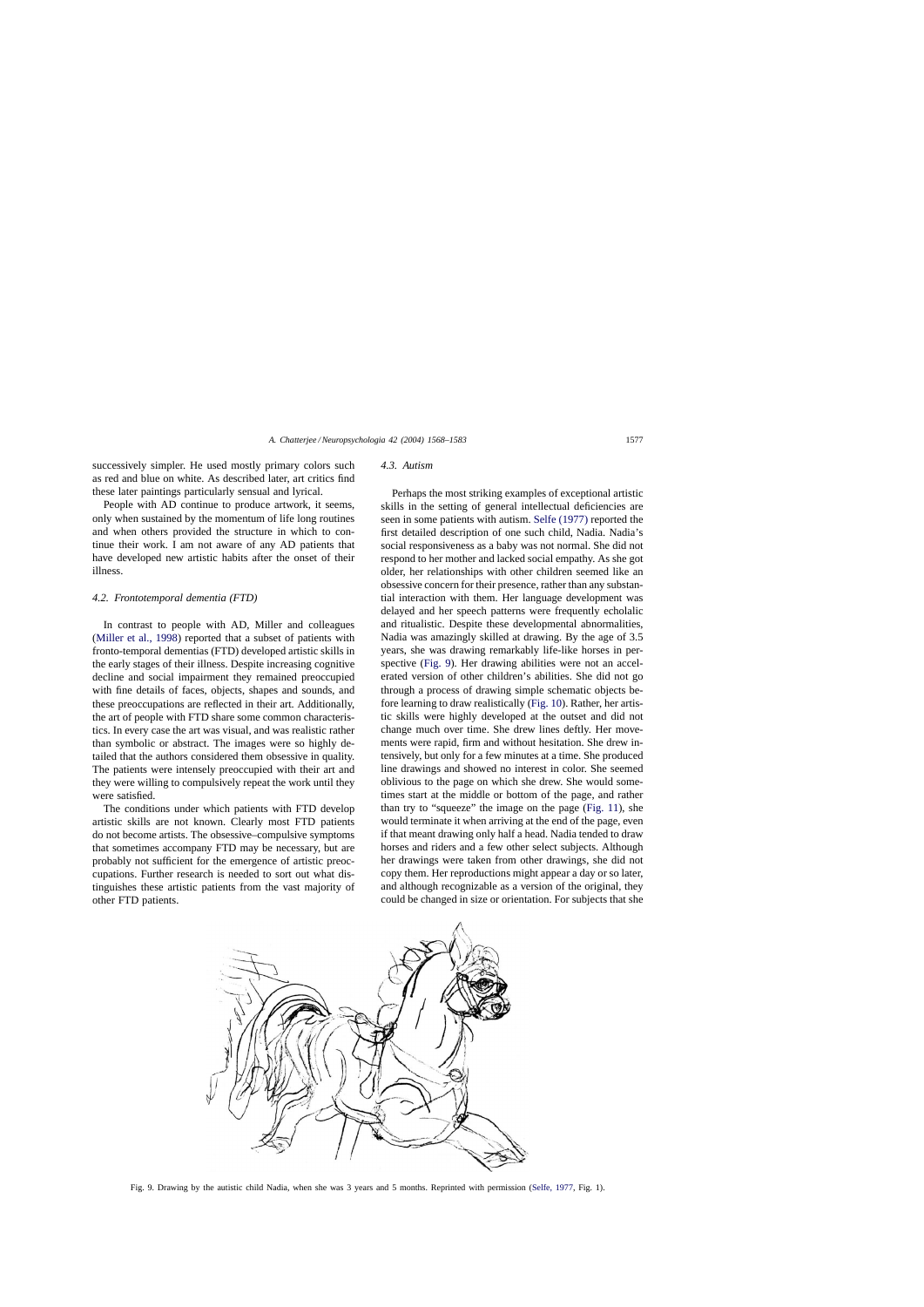successively simpler. He used mostly primary colors such as red and blue on white. As described later, art critics find these later paintings particularly sensual and lyrical.

People with AD continue to produce artwork, it seems, only when sustained by the momentum of life long routines and when others provided the structure in which to continue their work. I am not aware of any AD patients that have developed new artistic habits after the onset of their illness.

### 4.2. Frontotemporal dementia (FTD)

In contrast to people with AD, Miller and colleagues (Miller et al., 1998) reported that a subset of patients with fronto-temporal dementias (FTD) developed artistic skills in the early stages of their illness. Despite increasing cognitive decline and social impairment they remained preoccupied with fine details of faces, objects, shapes and sounds, and these preoccupations are reflected in their art. Additionally, the art of people with FTD share some common characteristics. In every case the art was visual, and was realistic rather than symbolic or abstract. The images were so highly detailed that the authors considered them obsessive in quality. The patients were intensely preoccupied with their art and they were willing to compulsively repeat the work until they were satisfied.

The conditions under which patients with FTD develop artistic skills are not known. Clearly most FTD patients do not become artists. The obsessive–compulsive symptoms that sometimes accompany FTD may be necessary, but are probably not sufficient for the emergence of artistic preoccupations. Further research is needed to sort out what distinguishes these artistic patients from the vast majority of other FTD patients.

### 4.3. Autism

Perhaps the most striking examples of exceptional artistic skills in the setting of general intellectual deficiencies are seen in some patients with autism. Selfe (1977) reported the first detailed description of one such child, Nadia. Nadia's social responsiveness as a baby was not normal. She did not respond to her mother and lacked social empathy. As she got older, her relationships with other children seemed like an obsessive concern for their presence, rather than any substantial interaction with them. Her language development was delayed and her speech patterns were frequently echolalic and ritualistic. Despite these developmental abnormalities, Nadia was amazingly skilled at drawing. By the age of 3.5 years, she was drawing remarkably life-like horses in perspective (Fig. 9). Her drawing abilities were not an accelerated version of other children's abilities. She did not go through a process of drawing simple schematic objects before learning to draw realistically (Fig. 10). Rather, her artistic skills were highly developed at the outset and did not change much over time. She drew lines deftly. Her movements were rapid, firm and without hesitation. She drew intensively, but only for a few minutes at a time. She produced line drawings and showed no interest in color. She seemed oblivious to the page on which she drew. She would sometimes start at the middle or bottom of the page, and rather than try to "squeeze" the image on the page (Fig. 11), she would terminate it when arriving at the end of the page, even if that meant drawing only half a head. Nadia tended to draw horses and riders and a few other select subjects. Although her drawings were taken from other drawings, she did not copy them. Her reproductions might appear a day or so later, and although recognizable as a version of the original, they could be changed in size or orientation. For subjects that she

Fig. 9. Drawing by the autistic child Nadia, when she was 3 years and 5 months. Reprinted with permission (Selfe, 1977, Fig. 1).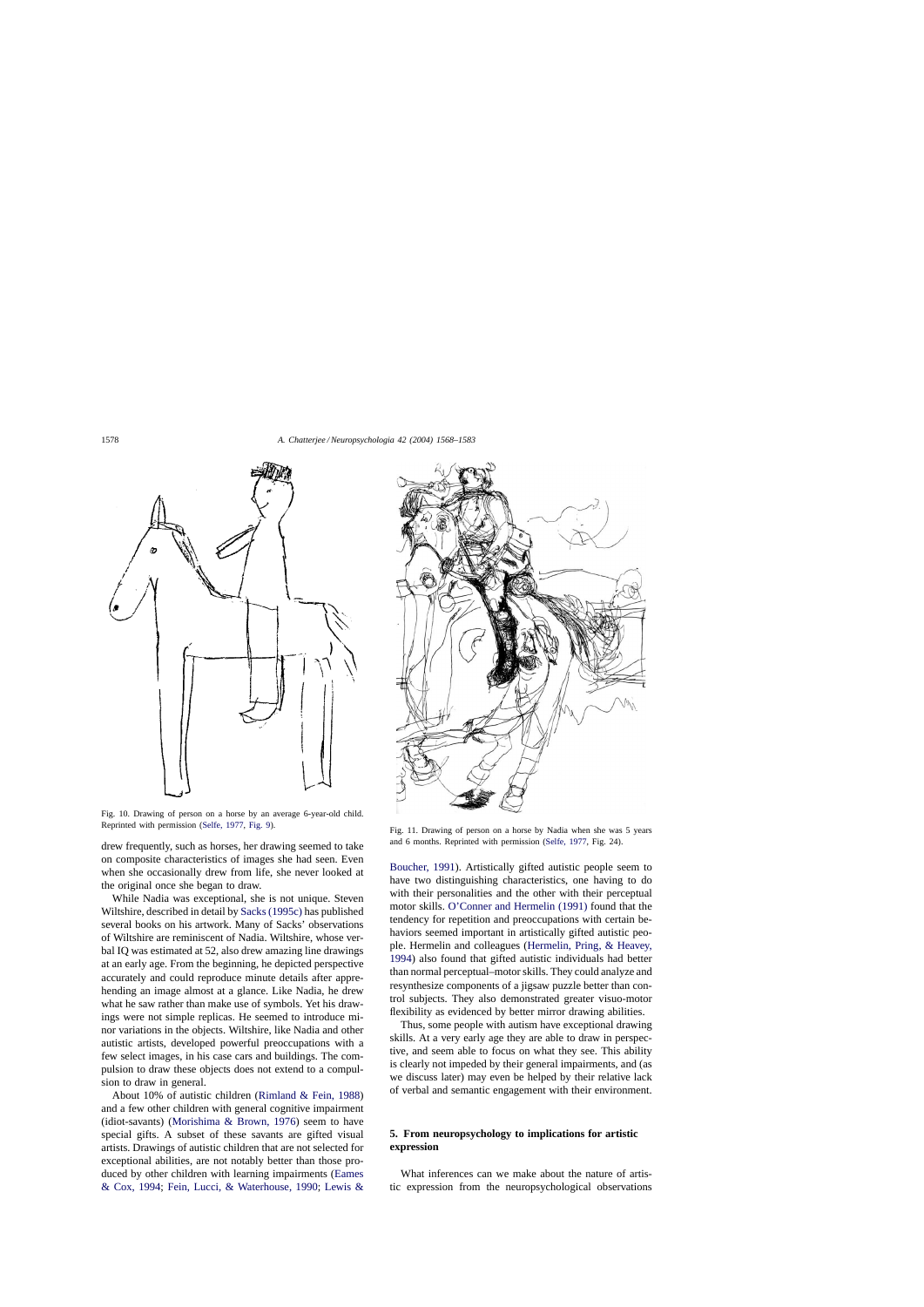Fig. 10. Drawing of person on a horse by an average 6-year-old child. Reprinted with permission (Selfe, 1977, Fig. 9).

Fig. 11. Drawing of person on a horse by Nadia when she was 5 years and 6 months. Reprinted with permission (Selfe, 1977, Fig. 24).

drew frequently, such as horses, her drawing seemed to take on composite characteristics of images she had seen. Even when she occasionally drew from life, she never looked at the original once she began to draw.

While Nadia was exceptional, she is not unique. Steven Wiltshire, described in detail by Sacks (1995c) has published several books on his artwork. Many of Sacks' observations of Wiltshire are reminiscent of Nadia. Wiltshire, whose verbal IQ was estimated at 52, also drew amazing line drawings at an early age. From the beginning, he depicted perspective accurately and could reproduce minute details after apprehending an image almost at a glance. Like Nadia, he drew what he saw rather than make use of symbols. Yet his drawings were not simple replicas. He seemed to introduce minor variations in the objects. Wiltshire, like Nadia and other autistic artists, developed powerful preoccupations with a few select images, in his case cars and buildings. The compulsion to draw these objects does not extend to a compulsion to draw in general.

About 10% of autistic children (Rimland & Fein, 1988) and a few other children with general cognitive impairment (idiot-savants) (Morishima & Brown, 1976) seem to have special gifts. A subset of these savants are gifted visual artists. Drawings of autistic children that are not selected for exceptional abilities, are not notably better than those produced by other children with learning impairments (Eames & Cox, 1994; Fein, Lucci, & Waterhouse, 1990; Lewis & Boucher, 1991). Artistically gifted autistic people seem to have two distinguishing characteristics, one having to do with their personalities and the other with their perceptual motor skills. O'Conner and Hermelin (1991) found that the tendency for repetition and preoccupations with certain behaviors seemed important in artistically gifted autistic people. Hermelin and colleagues (Hermelin, Pring, & Heavey, 1994) also found that gifted autistic individuals had better than normal perceptual–motor skills. They could analyze and resynthesize components of a jigsaw puzzle better than control subjects. They also demonstrated greater visuo-motor flexibility as evidenced by better mirror drawing abilities.

Thus, some people with autism have exceptional drawing skills. At a very early age they are able to draw in perspective, and seem able to focus on what they see. This ability is clearly not impeded by their general impairments, and (as we discuss later) may even be helped by their relative lack of verbal and semantic engagement with their environment.

## 5. From neuropsychology to implications for artistic expression

What inferences can we make about the nature of artistic expression from the neuropsychological observations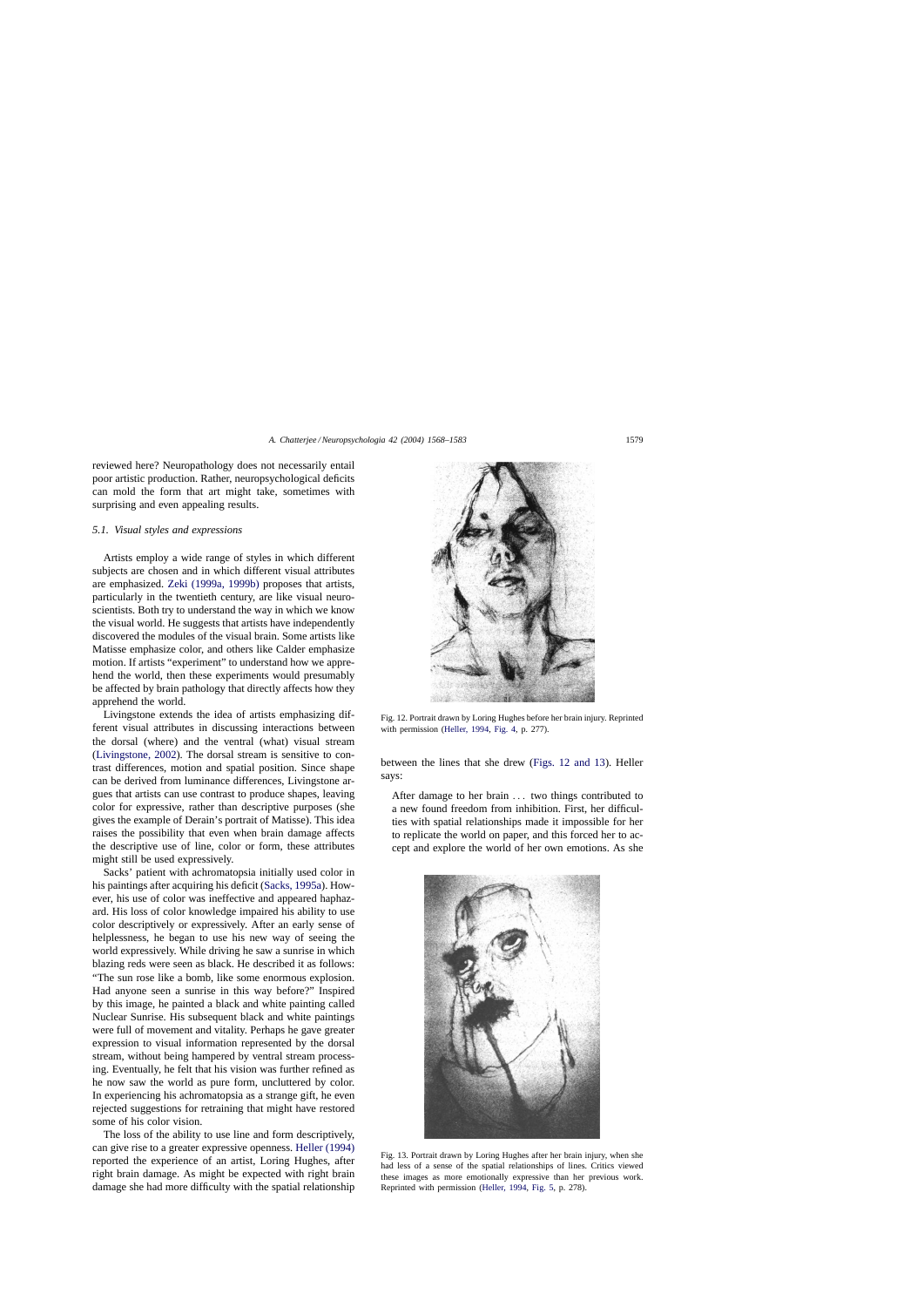reviewed here? Neuropathology does not necessarily entail poor artistic production. Rather, neuropsychological deficits can mold the form that art might take, sometimes with surprising and even appealing results.

### 5.1. Visual styles and expressions

Artists employ a wide range of styles in which different subjects are chosen and in which different visual attributes are emphasized. Zeki (1999a, 1999b) proposes that artists, particularly in the twentieth century, are like visual neuroscientists. Both try to understand the way in which we know the visual world. He suggests that artists have independently discovered the modules of the visual brain. Some artists like Matisse emphasize color, and others like Calder emphasize motion. If artists "experiment" to understand how we apprehend the world, then these experiments would presumably be affected by brain pathology that directly affects how they apprehend the world.

Livingstone extends the idea of artists emphasizing different visual attributes in discussing interactions between the dorsal (where) and the ventral (what) visual stream (Livingstone, 2002). The dorsal stream is sensitive to contrast differences, motion and spatial position. Since shape can be derived from luminance differences, Livingstone argues that artists can use contrast to produce shapes, leaving color for expressive, rather than descriptive purposes (she gives the example of Derain's portrait of Matisse). This idea raises the possibility that even when brain damage affects the descriptive use of line, color or form, these attributes might still be used expressively.

Sacks' patient with achromatopsia initially used color in his paintings after acquiring his deficit (Sacks, 1995a). However, his use of color was ineffective and appeared haphazard. His loss of color knowledge impaired his ability to use color descriptively or expressively. After an early sense of helplessness, he began to use his new way of seeing the world expressively. While driving he saw a sunrise in which blazing reds were seen as black. He described it as follows: "The sun rose like a bomb, like some enormous explosion. Had anyone seen a sunrise in this way before?" Inspired by this image, he painted a black and white painting called Nuclear Sunrise. His subsequent black and white paintings were full of movement and vitality. Perhaps he gave greater expression to visual information represented by the dorsal stream, without being hampered by ventral stream processing. Eventually, he felt that his vision was further refined as he now saw the world as pure form, uncluttered by color. In experiencing his achromatopsia as a strange gift, he even rejected suggestions for retraining that might have restored some of his color vision.

The loss of the ability to use line and form descriptively, can give rise to a greater expressive openness. Heller (1994) reported the experience of an artist, Loring Hughes, after right brain damage. As might be expected with right brain damage she had more difficulty with the spatial relationship between the lines that she drew (Figs. 12 and 13). Heller says:

> After damage to her brain ... two things contributed to a new found freedom from inhibition. First, her difficulties with spatial relationships made it impossible for her to replicate the world on paper, and this forced her to accept and explore the world of her own emotions. As she

Fig. 12. Portrait drawn by Loring Hughes before her brain injury. Reprinted with permission (Heller, 1994, Fig. 4, p. 277).

Fig. 13. Portrait drawn by Loring Hughes after her brain injury, when she had less of a sense of the spatial relationships of lines. Critics viewed these images as more emotionally expressive than her previous work. Reprinted with permission (Heller, 1994, Fig. 5, p. 278).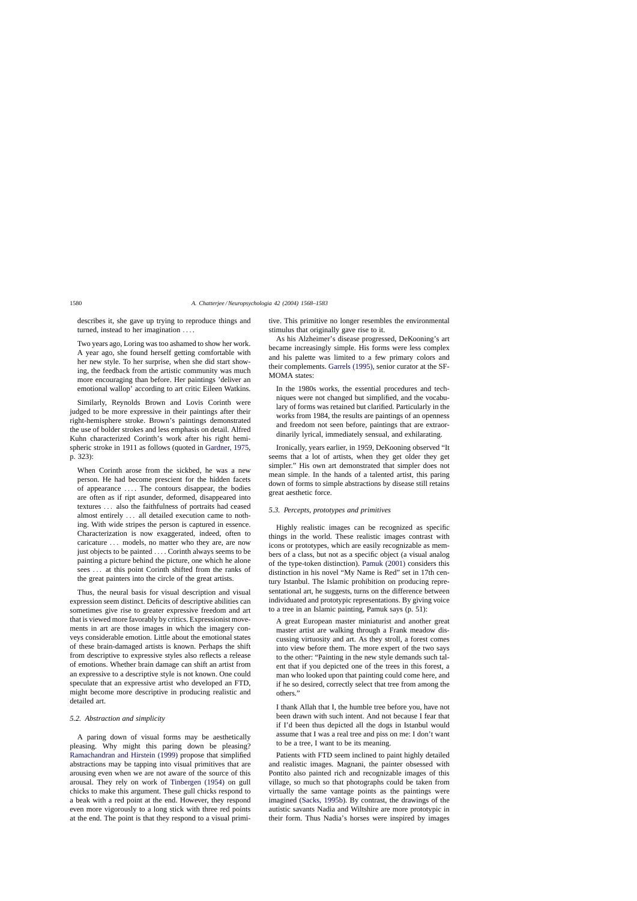describes it, she gave up trying to reproduce things and turned, instead to her imagination . . . .

> Two years ago, Loring was too ashamed to show her work. A year ago, she found herself getting comfortable with her new style. To her surprise, when she did start showing, the feedback from the artistic community was much more encouraging than before. Her paintings 'deliver an emotional wallop' according to art critic Eileen Watkins.

Similarly, Reynolds Brown and Lovis Corinth were judged to be more expressive in their paintings after their right-hemisphere stroke. Brown's paintings demonstrated the use of bolder strokes and less emphasis on detail. Alfred Kuhn characterized Corinth's work after his right hemispheric stroke in 1911 as follows (quoted in Gardner, 1975, p. 323):

> When Corinth arose from the sickbed, he was a new person. He had become prescient for the hidden facets of appearance . . . . The contours disappear, the bodies are often as if ript asunder, deformed, disappeared into textures . . . also the faithfulness of portraits had ceased almost entirely . . . all detailed execution came to nothing. With wide stripes the person is captured in essence. Characterization is now exaggerated, indeed, often to caricature . . . models, no matter who they are, are now just objects to be painted . . . . Corinth always seems to be painting a picture behind the picture, one which he alone sees . . . at this point Corinth shifted from the ranks of the great painters into the circle of the great artists.

Thus, the neural basis for visual description and visual expression seem distinct. Deficits of descriptive abilities can sometimes give rise to greater expressive freedom and art that is viewed more favorably by critics. Expressionist movements in art are those images in which the imagery conveys considerable emotion. Little about the emotional states of these brain-damaged artists is known. Perhaps the shift from descriptive to expressive styles also reflects a release of emotions. Whether brain damage can shift an artist from an expressive to a descriptive style is not known. One could speculate that an expressive artist who developed an FTD, might become more descriptive in producing realistic and detailed art.

### *5.2. Abstraction and simplicity*

A paring down of visual forms may be aesthetically pleasing. Why might this paring down be pleasing? Ramachandran and Hirstein (1999) propose that simplified abstractions may be tapping into visual primitives that are arousing even when we are not aware of the source of this arousal. They rely on work of Tinbergen (1954) on gull chicks to make this argument. These gull chicks respond to a beak with a red point at the end. However, they respond even more vigorously to a long stick with three red points at the end. The point is that they respond to a visual primitive. This primitive no longer resembles the environmental stimulus that originally gave rise to it.

As his Alzheimer's disease progressed, DeKooning's art became increasingly simple. His forms were less complex and his palette was limited to a few primary colors and their complements. Garrels (1995), senior curator at the SF-MOMA states:

> In the 1980s works, the essential procedures and techniques were not changed but simplified, and the vocabulary of forms was retained but clarified. Particularly in the works from 1984, the results are paintings of an openness and freedom not seen before, paintings that are extraordinarily lyrical, immediately sensual, and exhilarating.

Ironically, years earlier, in 1959, DeKooning observed "It seems that a lot of artists, when they get older they get simpler." His own art demonstrated that simpler does not mean simple. In the hands of a talented artist, this paring down of forms to simple abstractions by disease still retains great aesthetic force.

### *5.3. Percepts, prototypes and primitives*

Highly realistic images can be recognized as specific things in the world. These realistic images contrast with icons or prototypes, which are easily recognizable as members of a class, but not as a specific object (a visual analog of the type-token distinction). Pamuk (2001) considers this distinction in his novel "My Name is Red" set in 17th century Istanbul. The Islamic prohibition on producing representational art, he suggests, turns on the difference between individuated and prototypic representations. By giving voice to a tree in an Islamic painting, Pamuk says (p. 51):

> A great European master miniaturist and another great master artist are walking through a Frank meadow discussing virtuosity and art. As they stroll, a forest comes into view before them. The more expert of the two says to the other: "Painting in the new style demands such talent that if you depicted one of the trees in this forest, a man who looked upon that painting could come here, and if he so desired, correctly select that tree from among the others."
>
> I thank Allah that I, the humble tree before you, have not been drawn with such intent. And not because I fear that if I'd been thus depicted all the dogs in Istanbul would assume that I was a real tree and piss on me: I don't want to be a tree, I want to be its meaning.

Patients with FTD seem inclined to paint highly detailed and realistic images. Magnani, the painter obsessed with Pontito also painted rich and recognizable images of this village, so much so that photographs could be taken from virtually the same vantage points as the paintings were imagined (Sacks, 1995b). By contrast, the drawings of the autistic savants Nadia and Wiltshire are more prototypic in their form. Thus Nadia's horses were inspired by images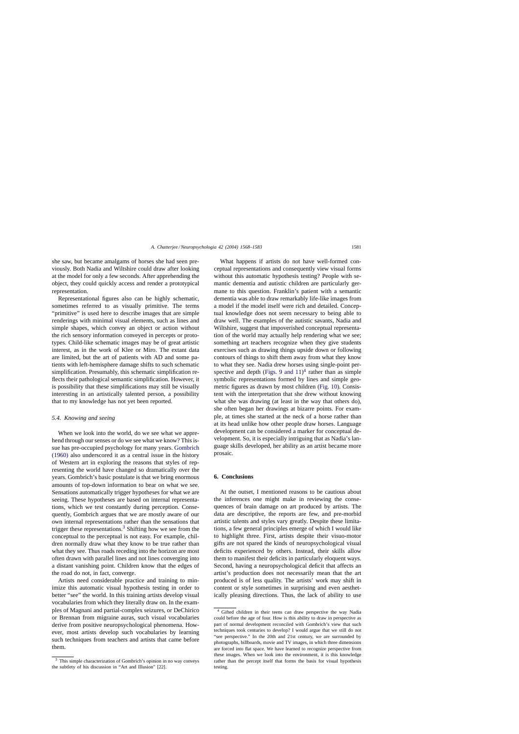she saw, but became amalgams of horses she had seen previously. Both Nadia and Wiltshire could draw after looking at the model for only a few seconds. After apprehending the object, they could quickly access and render a prototypical representation.

Representational figures also can be highly schematic, sometimes referred to as visually primitive. The terms "primitive" is used here to describe images that are simple renderings with minimal visual elements, such as lines and simple shapes, which convey an object or action without the rich sensory information conveyed in percepts or prototypes. Child-like schematic images may be of great artistic interest, as in the work of Klee or Miro. The extant data are limited, but the art of patients with AD and some patients with left-hemisphere damage shifts to such schematic simplification. Presumably, this schematic simplification reflects their pathological semantic simplification. However, it is possibility that these simplifications may still be visually interesting in an artistically talented person, a possibility that to my knowledge has not yet been reported.

### 5.4. Knowing and seeing

When we look into the world, do we see what we apprehend through our senses or do we see what we know? This issue has pre-occupied psychology for many years. Gombrich (1960) also underscored it as a central issue in the history of Western art in exploring the reasons that styles of representing the world have changed so dramatically over the years. Gombrich's basic postulate is that we bring enormous amounts of top-down information to bear on what we see. Sensations automatically trigger hypotheses for what we are seeing. These hypotheses are based on internal representations, which we test constantly during perception. Consequently, Gombrich argues that we are mostly aware of our own internal representations rather than the sensations that trigger these representations.[3] Shifting how we see from the conceptual to the perceptual is not easy. For example, children normally draw what they know to be true rather than what they see. Thus roads receding into the horizon are most often drawn with parallel lines and not lines converging into a distant vanishing point. Children know that the edges of the road do not, in fact, converge.

Artists need considerable practice and training to minimize this automatic visual hypothesis testing in order to better "see" the world. In this training artists develop visual vocabularies from which they literally draw on. In the examples of Magnani and partial-complex seizures, or DeChirico or Brennan from migraine auras, such visual vocabularies derive from positive neuropsychological phenomena. However, most artists develop such vocabularies by learning such techniques from teachers and artists that came before them.

What happens if artists do not have well-formed conceptual representations and consequently view visual forms without this automatic hypothesis testing? People with semantic dementia and autistic children are particularly germane to this question. Franklin's patient with a semantic dementia was able to draw remarkably life-like images from a model if the model itself were rich and detailed. Conceptual knowledge does not seem necessary to being able to draw well. The examples of the autistic savants, Nadia and Wiltshire, suggest that impoverished conceptual representation of the world may actually help rendering what we see; something art teachers recognize when they give students exercises such as drawing things upside down or following contours of things to shift them away from what they know to what they see. Nadia drew horses using single-point perspective and depth (Figs. 9 and 11)[4] rather than as simple symbolic representations formed by lines and simple geometric figures as drawn by most children (Fig. 10). Consistent with the interpretation that she drew without knowing what she was drawing (at least in the way that others do), she often began her drawings at bizarre points. For example, at times she started at the neck of a horse rather than at its head unlike how other people draw horses. Language development can be considered a marker for conceptual development. So, it is especially intriguing that as Nadia's language skills developed, her ability as an artist became more prosaic.

## 6. Conclusions

At the outset, I mentioned reasons to be cautious about the inferences one might make in reviewing the consequences of brain damage on art produced by artists. The data are descriptive, the reports are few, and pre-morbid artistic talents and styles vary greatly. Despite these limitations, a few general principles emerge of which I would like to highlight three. First, artists despite their visuo-motor gifts are not spared the kinds of neuropsychological visual deficits experienced by others. Instead, their skills allow them to manifest their deficits in particularly eloquent ways. Second, having a neuropsychological deficit that affects an artist's production does not necessarily mean that the art produced is of less quality. The artists' work may shift in content or style sometimes in surprising and even aesthetically pleasing directions. Thus, the lack of ability to use

---

[3] This simple characterization of Gombrich's opinion in no way conveys the subtlety of his discussion in "Art and Illusion" [22].

[4] Gifted children in their teens can draw perspective the way Nadia could before the age of four. How is this ability to draw in perspective as part of normal development reconciled with Gombrich's view that such techniques took centuries to develop? I would argue that we still do not "see perspective." In the 20th and 21st century, we are surrounded by photographs, billboards, movie and TV images, in which three dimensions are forced into flat space. We have learned to recognize perspective from these images. When we look into the environment, it is this knowledge rather than the percept itself that forms the basis for visual hypothesis testing.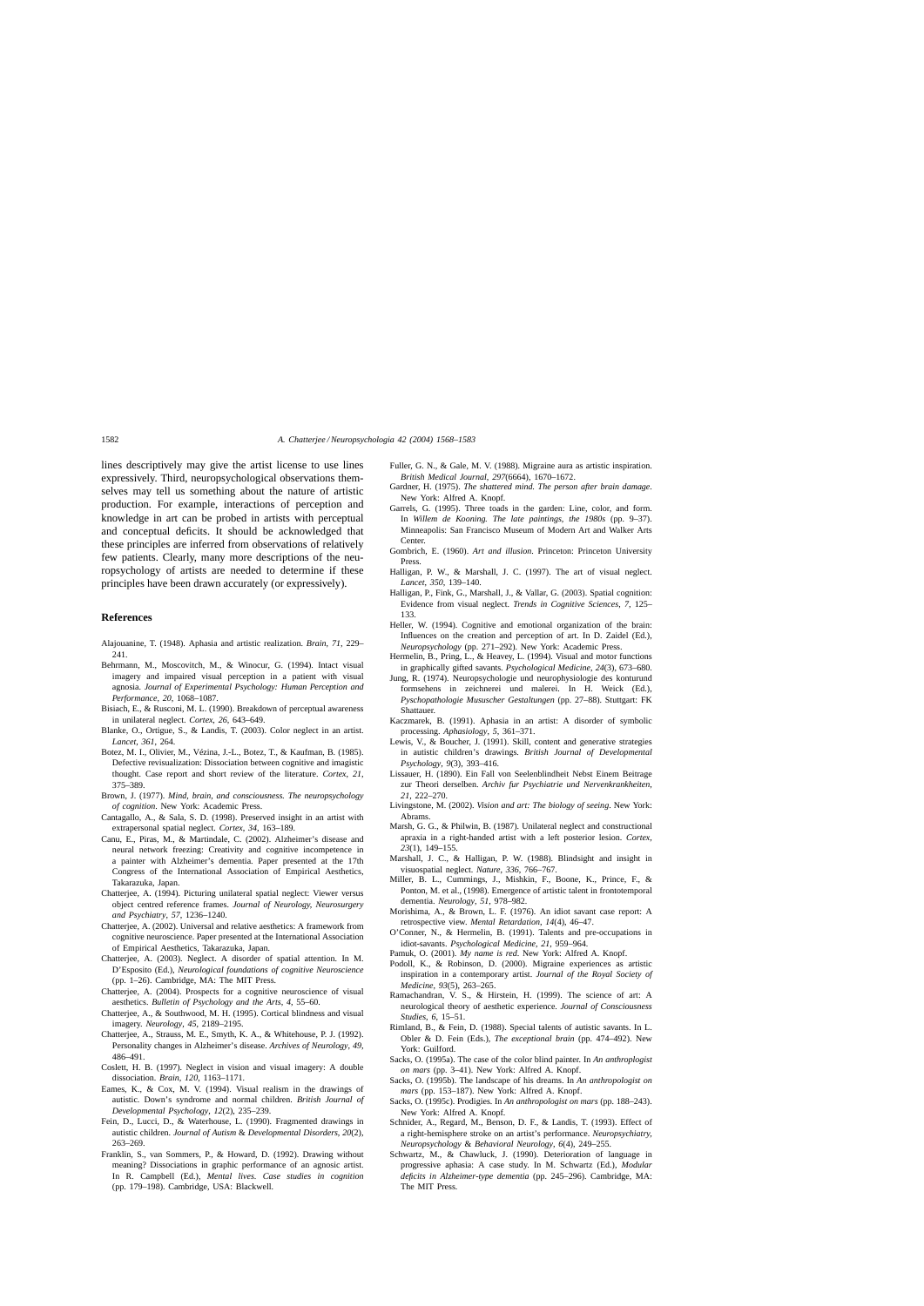lines descriptively may give the artist license to use lines expressively. Third, neuropsychological observations themselves may tell us something about the nature of artistic production. For example, interactions of perception and knowledge in art can be probed in artists with perceptual and conceptual deficits. It should be acknowledged that these principles are inferred from observations of relatively few patients. Clearly, many more descriptions of the neuropsychology of artists are needed to determine if these principles have been drawn accurately (or expressively).

## References

Alajouanine, T. (1948). Aphasia and artistic realization. *Brain*, *71*, 229–241.

Behrmann, M., Moscovitch, M., & Winocur, G. (1994). Intact visual imagery and impaired visual perception in a patient with visual agnosia. *Journal of Experimental Psychology: Human Perception and Performance*, *20*, 1068–1087.

Bisiach, E., & Rusconi, M. L. (1990). Breakdown of perceptual awareness in unilateral neglect. *Cortex*, *26*, 643–649.

Blanke, O., Ortigue, S., & Landis, T. (2003). Color neglect in an artist. *Lancet*, *361*, 264.

Botez, M. I., Olivier, M., Vézina, J.-L., Botez, T., & Kaufman, B. (1985). Defective revisualization: Dissociation between cognitive and imagistic thought. Case report and short review of the literature. *Cortex*, *21*, 375–389.

Brown, J. (1977). *Mind, brain, and consciousness. The neuropsychology of cognition*. New York: Academic Press.

Cantagallo, A., & Sala, S. D. (1998). Preserved insight in an artist with extrapersonal spatial neglect. *Cortex*, *34*, 163–189.

Canu, E., Piras, M., & Martindale, C. (2002). Alzheimer's disease and neural network freezing: Creativity and cognitive incompetence in a painter with Alzheimer's dementia. Paper presented at the 17th Congress of the International Association of Empirical Aesthetics, Takarazuka, Japan.

Chatterjee, A. (1994). Picturing unilateral spatial neglect: Viewer versus object centred reference frames. *Journal of Neurology, Neurosurgery and Psychiatry*, *57*, 1236–1240.

Chatterjee, A. (2002). Universal and relative aesthetics: A framework from cognitive neuroscience. Paper presented at the International Association of Empirical Aesthetics, Takarazuka, Japan.

Chatterjee, A. (2003). Neglect. A disorder of spatial attention. In M. D'Esposito (Ed.), *Neurological foundations of cognitive Neuroscience* (pp. 1–26). Cambridge, MA: The MIT Press.

Chatterjee, A. (2004). Prospects for a cognitive neuroscience of visual aesthetics. *Bulletin of Psychology and the Arts*, *4*, 55–60.

Chatterjee, A., & Southwood, M. H. (1995). Cortical blindness and visual imagery. *Neurology*, *45*, 2189–2195.

Chatterjee, A., Strauss, M. E., Smyth, K. A., & Whitehouse, P. J. (1992). Personality changes in Alzheimer's disease. *Archives of Neurology*, *49*, 486–491.

Coslett, H. B. (1997). Neglect in vision and visual imagery: A double dissociation. *Brain*, *120*, 1163–1171.

Eames, K., & Cox, M. V. (1994). Visual realism in the drawings of autistic. Down's syndrome and normal children. *British Journal of Developmental Psychology*, *12*(2), 235–239.

Fein, D., Lucci, D., & Waterhouse, L. (1990). Fragmented drawings in autistic children. *Journal of Autism & Developmental Disorders*, *20*(2), 263–269.

Franklin, S., van Sommers, P., & Howard, D. (1992). Drawing without meaning? Dissociations in graphic performance of an agnosic artist. In R. Campbell (Ed.), *Mental lives. Case studies in cognition* (pp. 179–198). Cambridge, USA: Blackwell.

Fuller, G. N., & Gale, M. V. (1988). Migraine aura as artistic inspiration. *British Medical Journal*, *297*(6664), 1670–1672.

Gardner, H. (1975). *The shattered mind. The person after brain damage*. New York: Alfred A. Knopf.

Garrels, G. (1995). Three toads in the garden: Line, color, and form. In *Willem de Kooning. The late paintings, the 1980s* (pp. 9–37). Minneapolis: San Francisco Museum of Modern Art and Walker Arts Center.

Gombrich, E. (1960). *Art and illusion*. Princeton: Princeton University Press.

Halligan, P. W., & Marshall, J. C. (1997). The art of visual neglect. *Lancet*, *350*, 139–140.

Halligan, P., Fink, G., Marshall, J., & Vallar, G. (2003). Spatial cognition: Evidence from visual neglect. *Trends in Cognitive Sciences*, *7*, 125–133.

Heller, W. (1994). Cognitive and emotional organization of the brain: Influences on the creation and perception of art. In D. Zaidel (Ed.), *Neuropsychology* (pp. 271–292). New York: Academic Press.

Hermelin, B., Pring, L., & Heavey, L. (1994). Visual and motor functions in graphically gifted savants. *Psychological Medicine*, *24*(3), 673–680.

Jung, R. (1974). Neuropsychologie und neurophysiologie des konturund formsehens in zeichnerei und malerei. In H. Weick (Ed.), *Pyschopathologie Mususcher Gestaltungen* (pp. 27–88). Stuttgart: FK Shattauer.

Kaczmarek, B. (1991). Aphasia in an artist: A disorder of symbolic processing. *Aphasiology*, *5*, 361–371.

Lewis, V., & Boucher, J. (1991). Skill, content and generative strategies in autistic children's drawings. *British Journal of Developmental Psychology*, *9*(3), 393–416.

Lissauer, H. (1890). Ein Fall von Seelenblindheit Nebst Einem Beitrage zur Theori derselben. *Archiv fur Psychiatrie und Nervenkrankheiten*, *21*, 222–270.

Livingstone, M. (2002). *Vision and art: The biology of seeing*. New York: Abrams.

Marsh, G. G., & Philwin, B. (1987). Unilateral neglect and constructional apraxia in a right-handed artist with a left posterior lesion. *Cortex*, *23*(1), 149–155.

Marshall, J. C., & Halligan, P. W. (1988). Blindsight and insight in visuospatial neglect. *Nature*, *336*, 766–767.

Miller, B. L., Cummings, J., Mishkin, F., Boone, K., Prince, F., & Ponton, M. et al., (1998). Emergence of artistic talent in frontotemporal dementia. *Neurology*, *51*, 978–982.

Morishima, A., & Brown, L. F. (1976). An idiot savant case report: A retrospective view. *Mental Retardation*, *14*(4), 46–47.

O'Conner, N., & Hermelin, B. (1991). Talents and pre-occupations in idiot-savants. *Psychological Medicine*, *21*, 959–964.

Pamuk, O. (2001). *My name is red*. New York: Alfred A. Knopf.

Podoll, K., & Robinson, D. (2000). Migraine experiences as artistic inspiration in a contemporary artist. *Journal of the Royal Society of Medicine*, *93*(5), 263–265.

Ramachandran, V. S., & Hirstein, H. (1999). The science of art: A neurological theory of aesthetic experience. *Journal of Consciousness Studies*, *6*, 15–51.

Rimland, B., & Fein, D. (1988). Special talents of autistic savants. In L. Obler & D. Fein (Eds.), *The exceptional brain* (pp. 474–492). New York: Guilford.

Sacks, O. (1995a). The case of the color blind painter. In *An anthroplogist on mars* (pp. 3–41). New York: Alfred A. Knopf.

Sacks, O. (1995b). The landscape of his dreams. In *An anthropologist on mars* (pp. 153–187). New York: Alfred A. Knopf.

Sacks, O. (1995c). Prodigies. In *An anthropologist on mars* (pp. 188–243). New York: Alfred A. Knopf.

Schnider, A., Regard, M., Benson, D. F., & Landis, T. (1993). Effect of a right-hemisphere stroke on an artist's performance. *Neuropsychiatry, Neuropsychology & Behavioral Neurology*, *6*(4), 249–255.

Schwartz, M., & Chawluck, J. (1990). Deterioration of language in progressive aphasia: A case study. In M. Schwartz (Ed.), *Modular deficits in Alzheimer-type dementia* (pp. 245–296). Cambridge, MA: The MIT Press.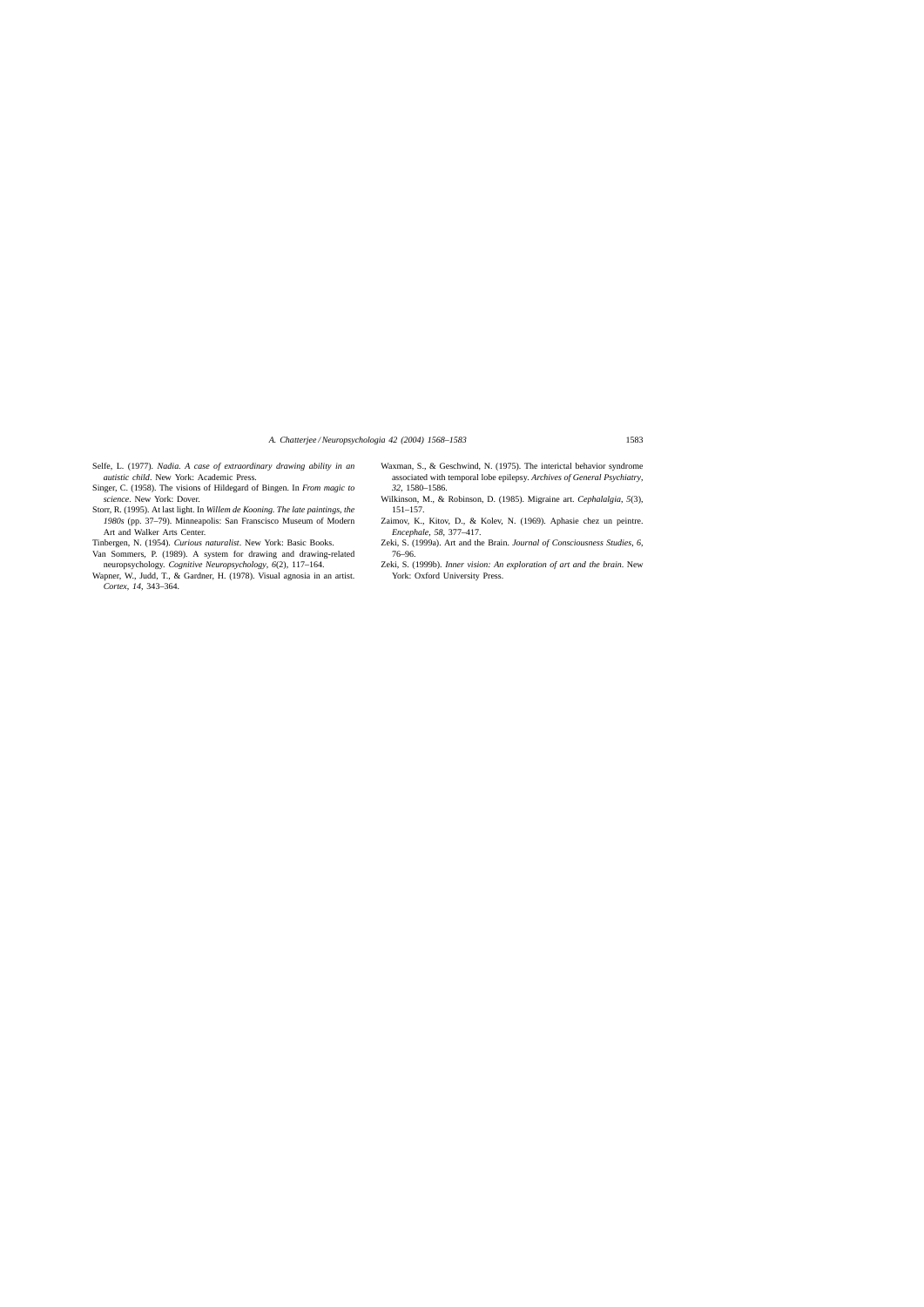Selfe, L. (1977). *Nadia. A case of extraordinary drawing ability in an autistic child*. New York: Academic Press.

Singer, C. (1958). The visions of Hildegard of Bingen. In *From magic to science*. New York: Dover.

Storr, R. (1995). At last light. In *Willem de Kooning. The late paintings, the 1980s* (pp. 37–79). Minneapolis: San Franscisco Museum of Modern Art and Walker Arts Center.

Tinbergen, N. (1954). *Curious naturalist*. New York: Basic Books.

Van Sommers, P. (1989). A system for drawing and drawing-related neuropsychology. *Cognitive Neuropsychology*, *6*(2), 117–164.

Wapner, W., Judd, T., & Gardner, H. (1978). Visual agnosia in an artist. *Cortex*, *14*, 343–364.

Waxman, S., & Geschwind, N. (1975). The interictal behavior syndrome associated with temporal lobe epilepsy. *Archives of General Psychiatry*, *32*, 1580–1586.

Wilkinson, M., & Robinson, D. (1985). Migraine art. *Cephalalgia*, *5*(3), 151–157.

Zaimov, K., Kitov, D., & Kolev, N. (1969). Aphasie chez un peintre. *Encephale*, *58*, 377–417.

Zeki, S. (1999a). Art and the Brain. *Journal of Consciousness Studies*, *6*, 76–96.

Zeki, S. (1999b). *Inner vision: An exploration of art and the brain*. New York: Oxford University Press.